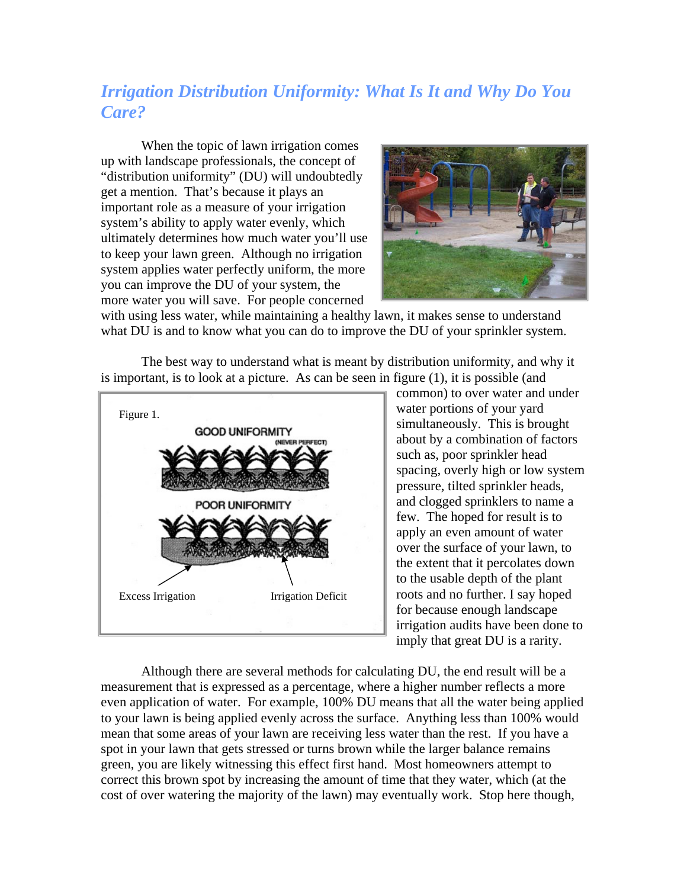# *Irrigation Distribution Uniformity: What Is It and Why Do You Care?*

When the topic of lawn irrigation comes up with landscape professionals, the concept of "distribution uniformity" (DU) will undoubtedly get a mention. That's because it plays an important role as a measure of your irrigation system's ability to apply water evenly, which ultimately determines how much water you'll use to keep your lawn green. Although no irrigation system applies water perfectly uniform, the more you can improve the DU of your system, the more water you will save. For people concerned with using less water, while maintaining a healthy lawn, it makes sense to understand what DU is and to know what you can do to improve the DU of your sprinkler system.

The best way to understand what is meant by distribution uniformity, and why it is important, is to look at a picture. As can be seen in figure (1), it is possible (and common) to over water and under water portions of your yard simultaneously. This is brought about by a combination of factors such as, poor sprinkler head spacing, overly high or low system pressure, tilted sprinkler heads, and clogged sprinklers to name a few. The hoped for result is to apply an even amount of water over the surface of your lawn, to the extent that it percolates down to the usable depth of the plant roots and no further. I say hoped for because enough landscape irrigation audits have been done to imply that great DU is a rarity.

Figure 1.

GOOD UNIFORMITY (NEVER PERFECT)

POOR UNIFORMITY

Excess Irrigation | Irrigation Deficit

Although there are several methods for calculating DU, the end result will be a measurement that is expressed as a percentage, where a higher number reflects a more even application of water. For example, 100% DU means that all the water being applied to your lawn is being applied evenly across the surface. Anything less than 100% would mean that some areas of your lawn are receiving less water than the rest. If you have a spot in your lawn that gets stressed or turns brown while the larger balance remains green, you are likely witnessing this effect first hand. Most homeowners attempt to correct this brown spot by increasing the amount of time that they water, which (at the cost of over watering the majority of the lawn) may eventually work. Stop here though,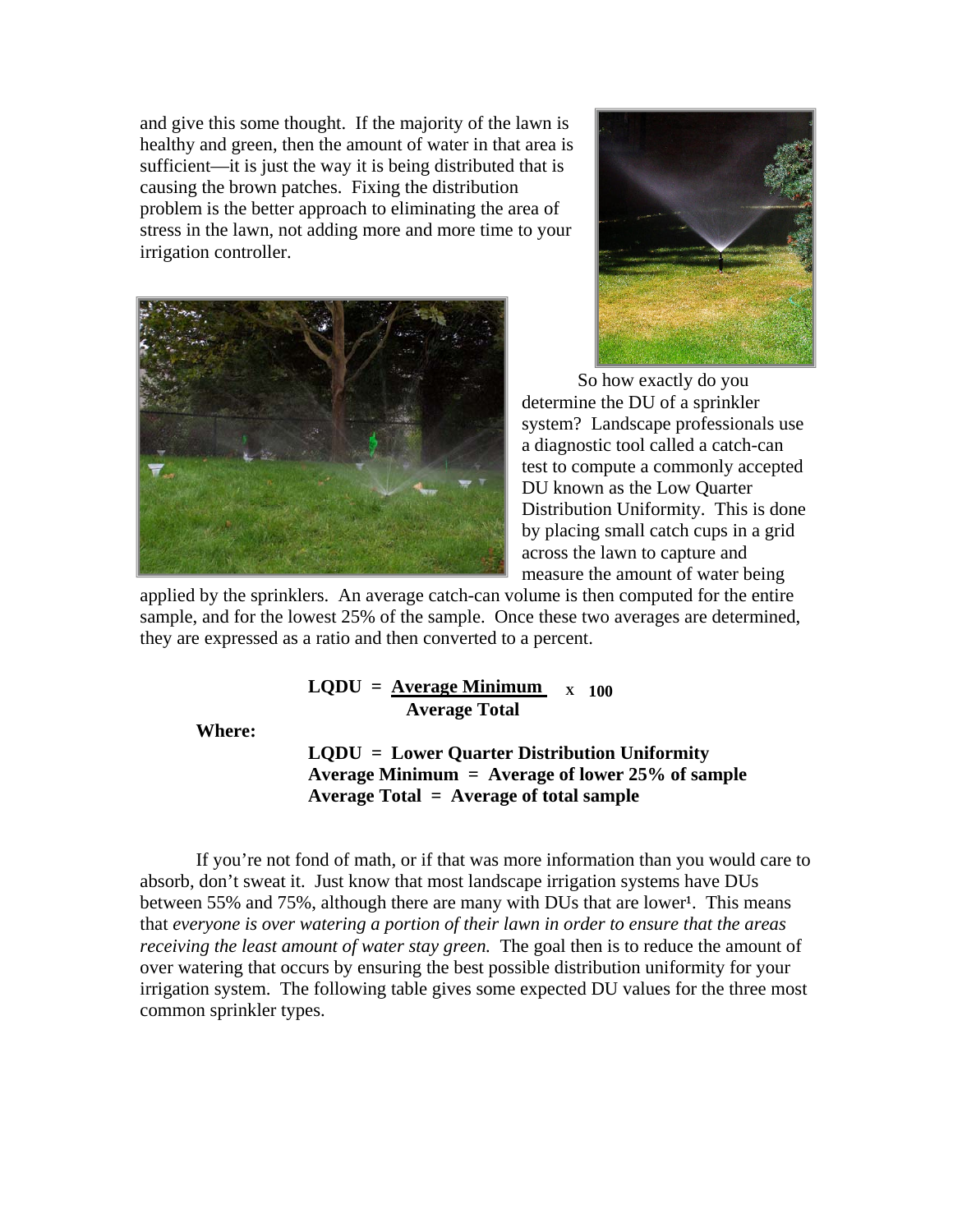and give this some thought. If the majority of the lawn is healthy and green, then the amount of water in that area is sufficient—it is just the way it is being distributed that is causing the brown patches. Fixing the distribution problem is the better approach to eliminating the area of stress in the lawn, not adding more and more time to your irrigation controller.

So how exactly do you determine the DU of a sprinkler system? Landscape professionals use a diagnostic tool called a catch-can test to compute a commonly accepted DU known as the Low Quarter Distribution Uniformity. This is done by placing small catch cups in a grid across the lawn to capture and measure the amount of water being applied by the sprinklers. An average catch-can volume is then computed for the entire sample, and for the lowest 25% of the sample. Once these two averages are determined, they are expressed as a ratio and then converted to a percent.

$$\text{LQDU} = \frac{\text{Average Minimum}}{\text{Average Total}} \times 100$$

**Where:**

**LQDU = Lower Quarter Distribution Uniformity**
**Average Minimum = Average of lower 25% of sample**
**Average Total = Average of total sample**

If you're not fond of math, or if that was more information than you would care to absorb, don't sweat it. Just know that most landscape irrigation systems have DUs between 55% and 75%, although there are many with DUs that are lower[1]. This means that *everyone is over watering a portion of their lawn in order to ensure that the areas receiving the least amount of water stay green.* The goal then is to reduce the amount of over watering that occurs by ensuring the best possible distribution uniformity for your irrigation system. The following table gives some expected DU values for the three most common sprinkler types.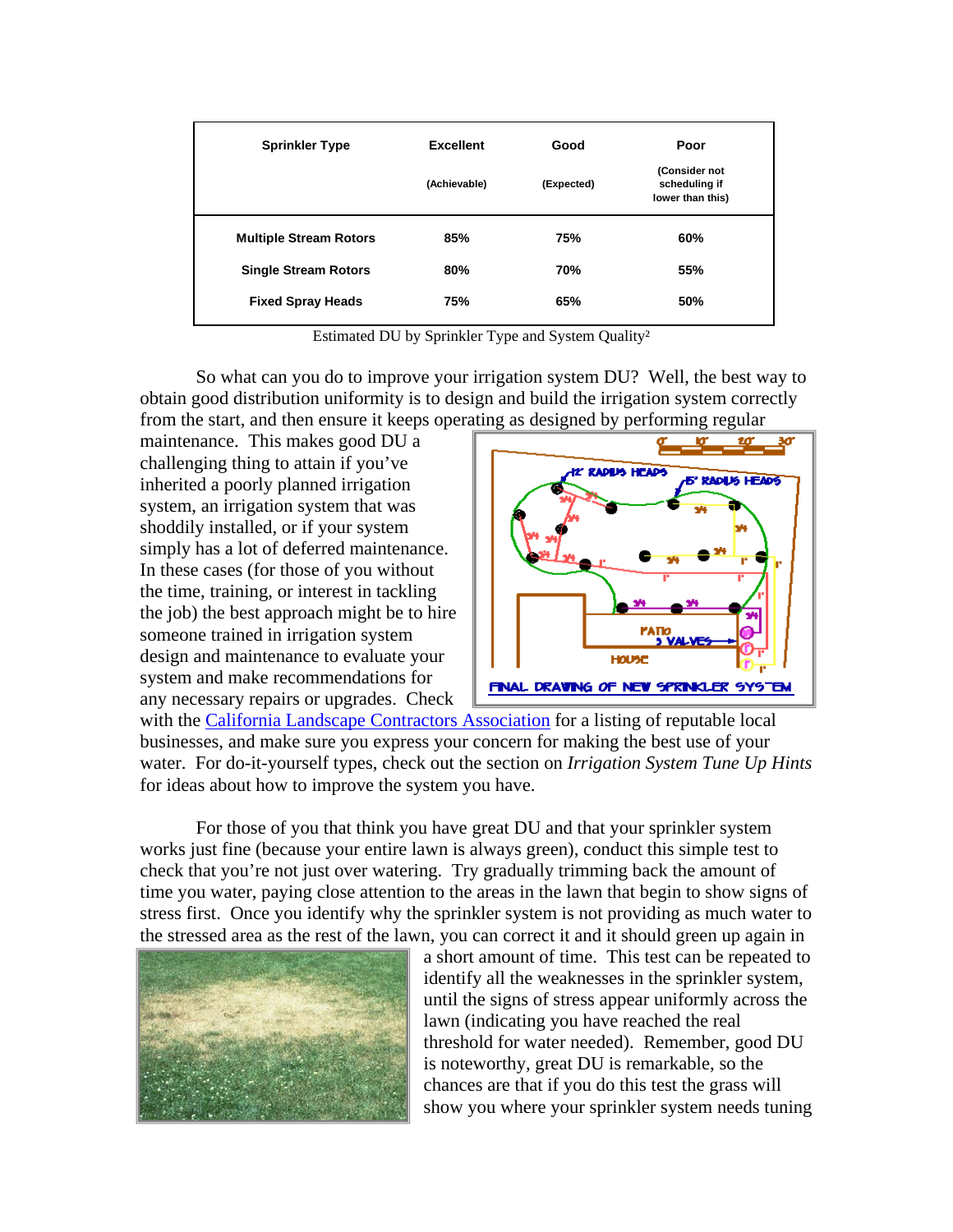| Sprinkler Type | Excellent (Achievable) | Good (Expected) | Poor (Consider not scheduling if lower than this) |
|---|---|---|---|
| **Multiple Stream Rotors** | **85%** | **75%** | **60%** |
| **Single Stream Rotors** | **80%** | **70%** | **55%** |
| **Fixed Spray Heads** | **75%** | **65%** | **50%** |

Estimated DU by Sprinkler Type and System Quality[2]

So what can you do to improve your irrigation system DU? Well, the best way to obtain good distribution uniformity is to design and build the irrigation system correctly from the start, and then ensure it keeps operating as designed by performing regular maintenance. This makes good DU a challenging thing to attain if you've inherited a poorly planned irrigation system, an irrigation system that was shoddily installed, or if your system simply has a lot of deferred maintenance. In these cases (for those of you without the time, training, or interest in tackling the job) the best approach might be to hire someone trained in irrigation system design and maintenance to evaluate your system and make recommendations for any necessary repairs or upgrades. Check with the California Landscape Contractors Association for a listing of reputable local businesses, and make sure you express your concern for making the best use of your water. For do-it-yourself types, check out the section on *Irrigation System Tune Up Hints* for ideas about how to improve the system you have.

For those of you that think you have great DU and that your sprinkler system works just fine (because your entire lawn is always green), conduct this simple test to check that you're not just over watering. Try gradually trimming back the amount of time you water, paying close attention to the areas in the lawn that begin to show signs of stress first. Once you identify why the sprinkler system is not providing as much water to the stressed area as the rest of the lawn, you can correct it and it should green up again in a short amount of time. This test can be repeated to identify all the weaknesses in the sprinkler system, until the signs of stress appear uniformly across the lawn (indicating you have reached the real threshold for water needed). Remember, good DU is noteworthy, great DU is remarkable, so the chances are that if you do this test the grass will show you where your sprinkler system needs tuning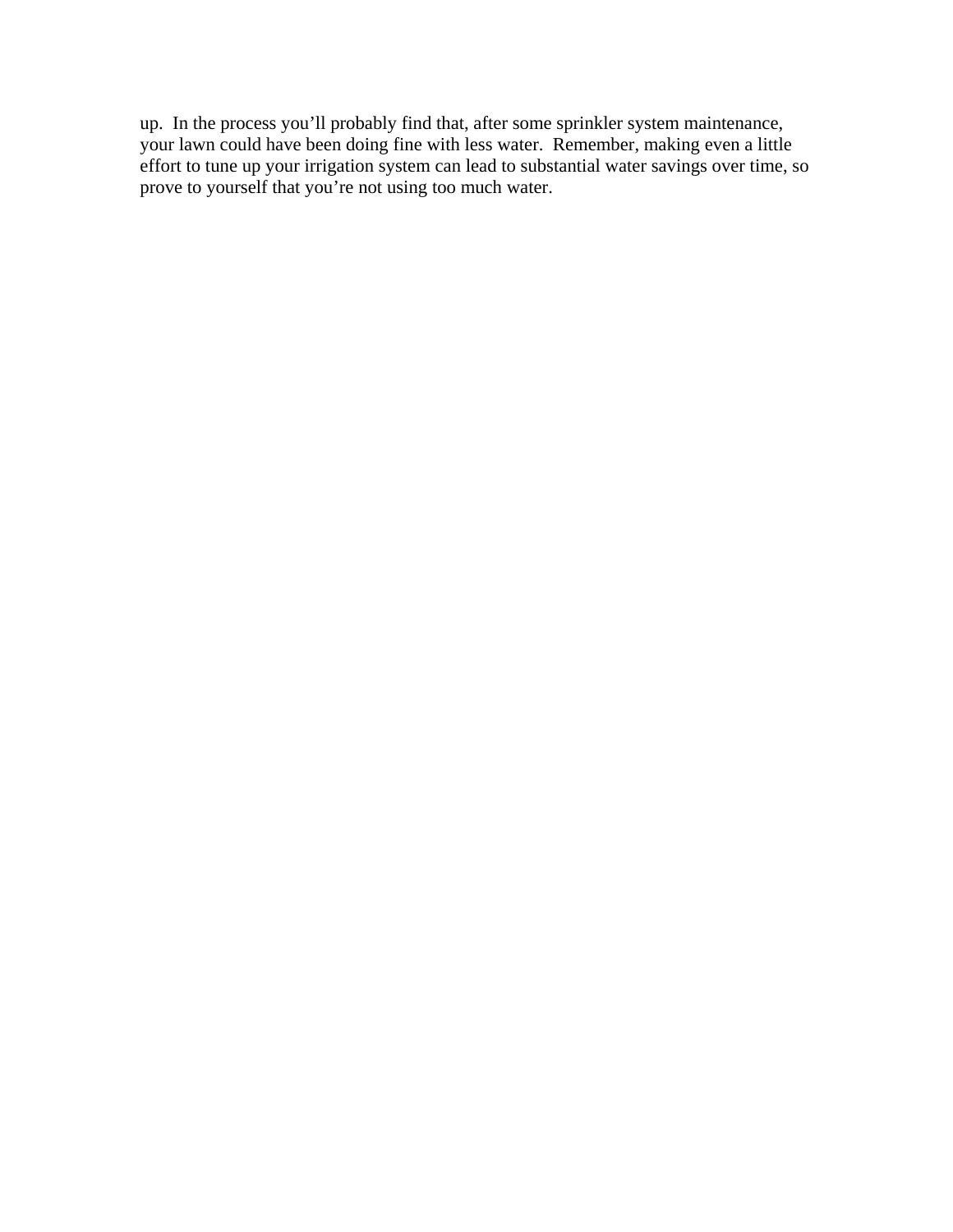up.  In the process you'll probably find that, after some sprinkler system maintenance, your lawn could have been doing fine with less water.  Remember, making even a little effort to tune up your irrigation system can lead to substantial water savings over time, so prove to yourself that you're not using too much water.